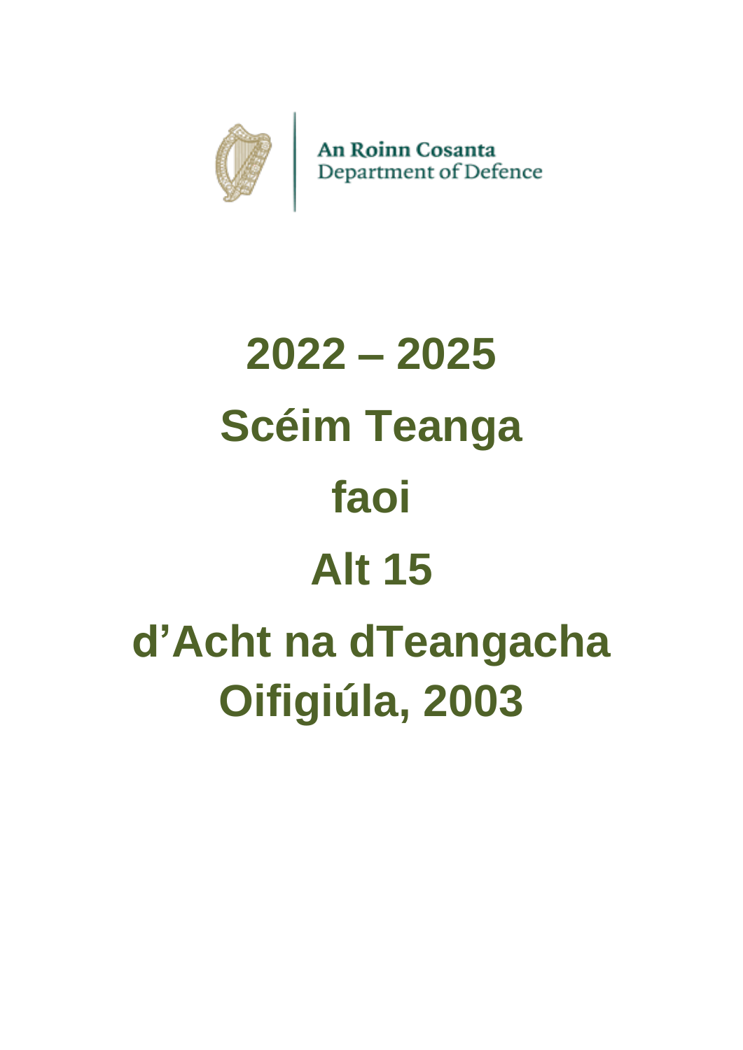An Roinn Cosanta
Department of Defence

# 2022 – 2025

# Scéim Teanga

# faoi

# Alt 15

# d'Acht na dTeangacha Oifigiúla, 2003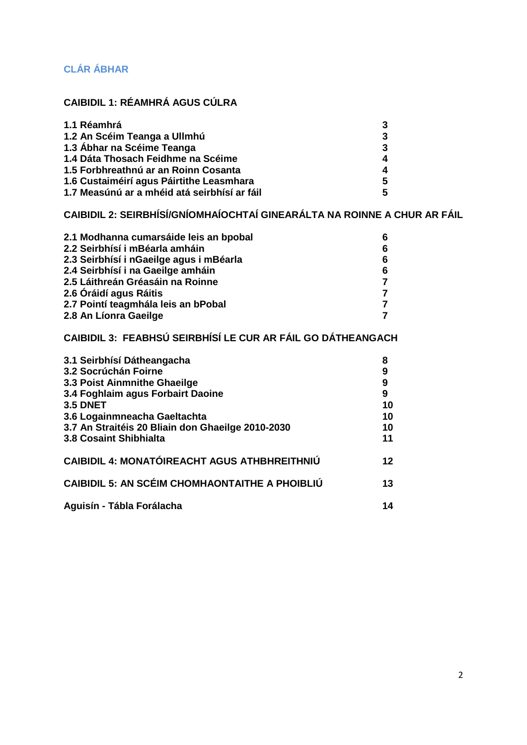## CLÁR ÁBHAR

### CAIBIDIL 1: RÉAMHRÁ AGUS CÚLRA

| | |
|---|---|
| **1.1 Réamhrá** | **3** |
| **1.2 An Scéim Teanga a Ullmhú** | **3** |
| **1.3 Ábhar na Scéime Teanga** | **3** |
| **1.4 Dáta Thosach Feidhme na Scéime** | **4** |
| **1.5 Forbhreathnú ar an Roinn Cosanta** | **4** |
| **1.6 Custaiméirí agus Páirtithe Leasmhara** | **5** |
| **1.7 Measúnú ar a mhéid atá seirbhísí ar fáil** | **5** |

### CAIBIDIL 2: SEIRBHÍSÍ/GNÍOMHAÍOCHTAÍ GINEARÁLTA NA ROINNE A CHUR AR FÁIL

| | |
|---|---|
| **2.1 Modhanna cumarsáide leis an bpobal** | **6** |
| **2.2 Seirbhísí i mBéarla amháin** | **6** |
| **2.3 Seirbhísí i nGaeilge agus i mBéarla** | **6** |
| **2.4 Seirbhísí i na Gaeilge amháin** | **6** |
| **2.5 Láithreán Gréasáin na Roinne** | **7** |
| **2.6 Óráidí agus Ráitis** | **7** |
| **2.7 Pointí teagmhála leis an bPobal** | **7** |
| **2.8 An Líonra Gaeilge** | **7** |

### CAIBIDIL 3: FEABHSÚ SEIRBHÍSÍ LE CUR AR FÁIL GO DÁTHEANGACH

| | |
|---|---|
| **3.1 Seirbhísí Dátheangacha** | **8** |
| **3.2 Socrúchán Foirne** | **9** |
| **3.3 Poist Ainmnithe Ghaeilge** | **9** |
| **3.4 Foghlaim agus Forbairt Daoine** | **9** |
| **3.5 DNET** | **10** |
| **3.6 Logainmneacha Gaeltachta** | **10** |
| **3.7 An Straitéis 20 Bliain don Ghaeilge 2010-2030** | **10** |
| **3.8 Cosaint Shibhialta** | **11** |

| | |
|---|---|
| **CAIBIDIL 4: MONATÓIREACHT AGUS ATHBHREITHNIÚ** | **12** |
| **CAIBIDIL 5: AN SCÉIM CHOMHAONTAITHE A PHOIBLIÚ** | **13** |
| **Aguisín - Tábla Forálacha** | **14** |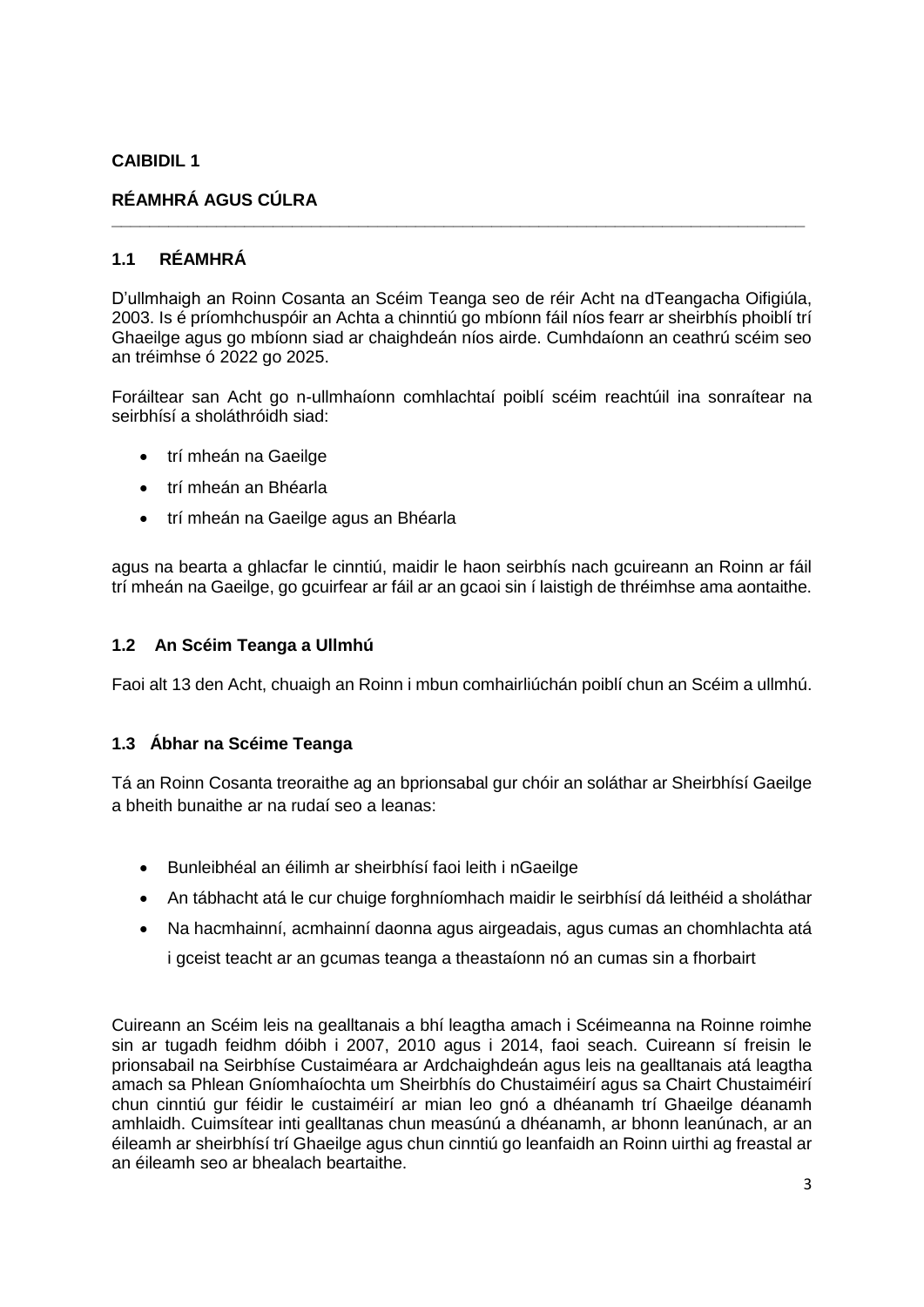# CAIBIDIL 1

# RÉAMHRÁ AGUS CÚLRA

## 1.1 RÉAMHRÁ

D'ullmhaigh an Roinn Cosanta an Scéim Teanga seo de réir Acht na dTeangacha Oifigiúla, 2003. Is é príomhchuspóir an Achta a chinntiú go mbíonn fáil níos fearr ar sheirbhís phoiblí trí Ghaeilge agus go mbíonn siad ar chaighdeán níos airde. Cumhdaíonn an ceathrú scéim seo an tréimhse ó 2022 go 2025.

Foráiltear san Acht go n-ullmhaíonn comhlachtaí poiblí scéim reachtúil ina sonraítear na seirbhísí a sholáthróidh siad:

- trí mheán na Gaeilge
- trí mheán an Bhéarla
- trí mheán na Gaeilge agus an Bhéarla

agus na bearta a ghlacfar le cinntiú, maidir le haon seirbhís nach gcuireann an Roinn ar fáil trí mheán na Gaeilge, go gcuirfear ar fáil ar an gcaoi sin í laistigh de thréimhse ama aontaithe.

## 1.2 An Scéim Teanga a Ullmhú

Faoi alt 13 den Acht, chuaigh an Roinn i mbun comhairliúchán poiblí chun an Scéim a ullmhú.

## 1.3 Ábhar na Scéime Teanga

Tá an Roinn Cosanta treoraithe ag an bprionsabal gur chóir an soláthar ar Sheirbhísí Gaeilge a bheith bunaithe ar na rudaí seo a leanas:

- Bunleibhéal an éilimh ar sheirbhísí faoi leith i nGaeilge
- An tábhacht atá le cur chuige forghníomhach maidir le seirbhísí dá leithéid a sholáthar
- Na hacmhainní, acmhainní daonna agus airgeadais, agus cumas an chomhlachta atá i gceist teacht ar an gcumas teanga a theastaíonn nó an cumas sin a fhorbairt

Cuireann an Scéim leis na gealltanais a bhí leagtha amach i Scéimeanna na Roinne roimhe sin ar tugadh feidhm dóibh i 2007, 2010 agus i 2014, faoi seach. Cuireann sí freisin le prionsabail na Seirbhíse Custaiméara ar Ardchaighdeán agus leis na gealltanais atá leagtha amach sa Phlean Gníomhaíochta um Sheirbhís do Chustaiméirí agus sa Chairt Chustaiméirí chun cinntiú gur féidir le custaiméirí ar mian leo gnó a dhéanamh trí Ghaeilge déanamh amhlaidh. Cuimsítear inti gealltanas chun measúnú a dhéanamh, ar bhonn leanúnach, ar an éileamh ar sheirbhísí trí Ghaeilge agus chun cinntiú go leanfaidh an Roinn uirthi ag freastal ar an éileamh seo ar bhealach beartaithe.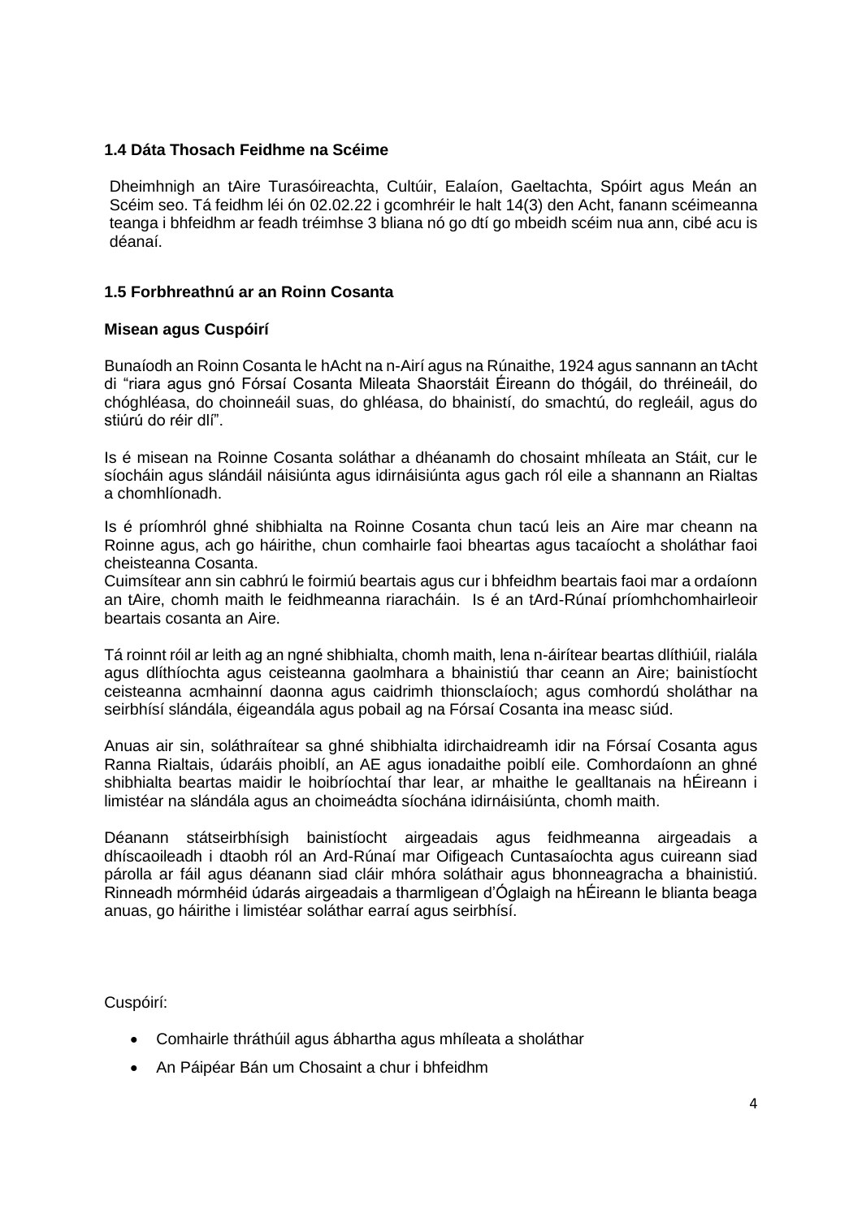### 1.4 Dáta Thosach Feidhme na Scéime

Dheimhnigh an tAire Turasóireachta, Cultúir, Ealaíon, Gaeltachta, Spóirt agus Meán an Scéim seo. Tá feidhm léi ón 02.02.22 i gcomhréir le halt 14(3) den Acht, fanann scéimeanna teanga i bhfeidhm ar feadh tréimhse 3 bliana nó go dtí go mbeidh scéim nua ann, cibé acu is déanaí.

### 1.5 Forbhreathnú ar an Roinn Cosanta

**Misean agus Cuspóirí**

Bunaíodh an Roinn Cosanta le hAcht na n-Airí agus na Rúnaithe, 1924 agus sannann an tAcht di "riara agus gnó Fórsaí Cosanta Mileata Shaorstáit Éireann do thógáil, do thréineáil, do chóghléasa, do choinneáil suas, do ghléasa, do bhainistí, do smachtú, do regleáil, agus do stiúrú do réir dlí".

Is é misean na Roinne Cosanta soláthar a dhéanamh do chosaint mhíleata an Stáit, cur le síocháin agus slándáil náisiúnta agus idirnáisiúnta agus gach ról eile a shannann an Rialtas a chomhlíonadh.

Is é príomhról ghné shibhialta na Roinne Cosanta chun tacú leis an Aire mar cheann na Roinne agus, ach go háirithe, chun comhairle faoi bheartas agus tacaíocht a sholáthar faoi cheisteanna Cosanta.
Cuimsítear ann sin cabhrú le foirmiú beartais agus cur i bhfeidhm beartais faoi mar a ordaíonn an tAire, chomh maith le feidhmeanna riaracháin. Is é an tArd-Rúnaí príomhchomhairleoir beartais cosanta an Aire.

Tá roinnt róil ar leith ag an ngné shibhialta, chomh maith, lena n-áirítear beartas dlíthiúil, rialála agus dlíthíochta agus ceisteanna gaolmhara a bhainistiú thar ceann an Aire; bainistíocht ceisteanna acmhainní daonna agus caidrimh thionsclaíoch; agus comhordú sholáthar na seirbhísí slándála, éigeandála agus pobail ag na Fórsaí Cosanta ina measc siúd.

Anuas air sin, soláthraítear sa ghné shibhialta idirchaidreamh idir na Fórsaí Cosanta agus Ranna Rialtais, údaráis phoiblí, an AE agus ionadaithe poiblí eile. Comhordaíonn an ghné shibhialta beartas maidir le hoibríochtaí thar lear, ar mhaithe le gealltanais na hÉireann i limistéar na slándála agus an choimeádta síochána idirnáisiúnta, chomh maith.

Déanann státseirbhísigh bainistíocht airgeadais agus feidhmeanna airgeadais a dhíscaoileadh i dtaobh ról an Ard-Rúnaí mar Oifigeach Cuntasaíochta agus cuireann siad párolla ar fáil agus déanann siad cláir mhóra soláthair agus bhonneagracha a bhainistiú. Rinneadh mórmhéid údarás airgeadais a tharmligean d'Óglaigh na hÉireann le blianta beaga anuas, go háirithe i limistéar soláthar earraí agus seirbhísí.

Cuspóirí:

- Comhairle thráthúil agus ábhartha agus mhíleata a sholáthar
- An Páipéar Bán um Chosaint a chur i bhfeidhm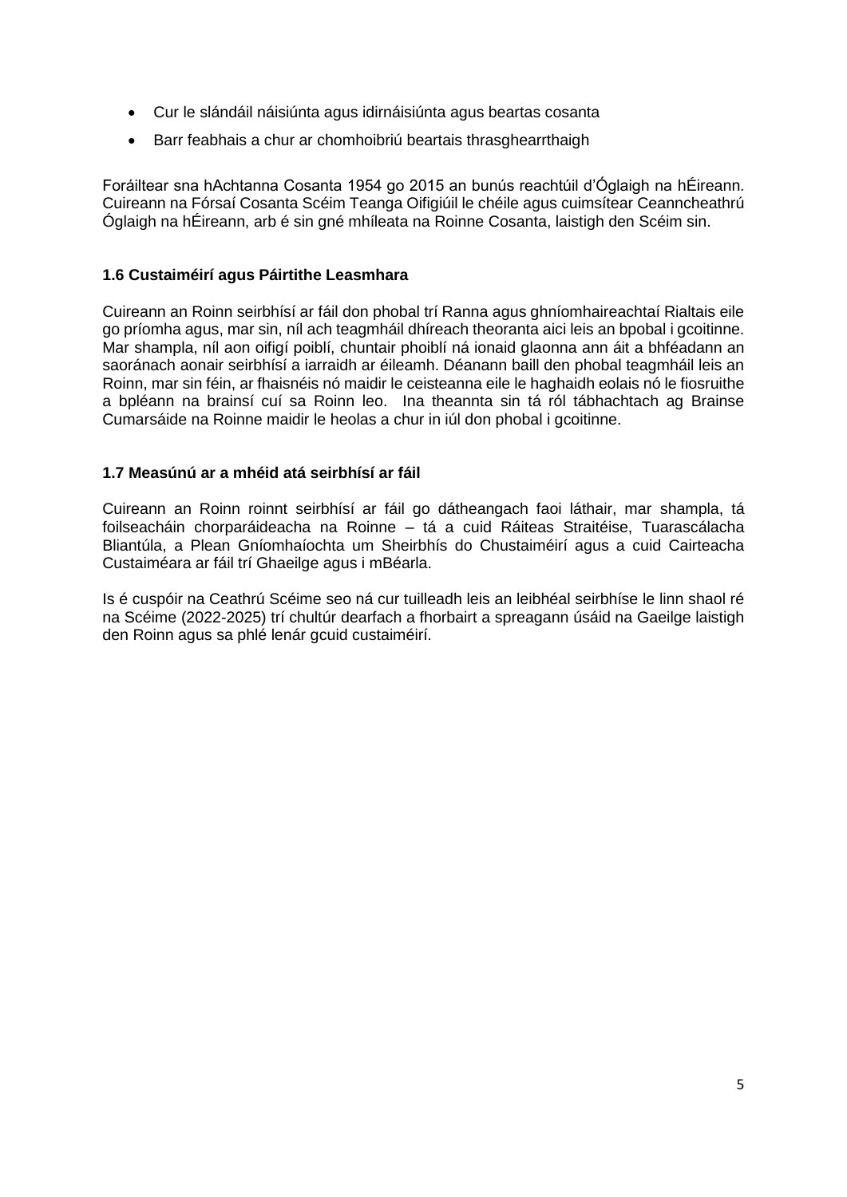- Cur le slándáil náisiúnta agus idirnáisiúnta agus beartas cosanta
- Barr feabhais a chur ar chomhoibriú beartais thrasghearrthaigh

Foráiltear sna hAchtanna Cosanta 1954 go 2015 an bunús reachtúil d'Óglaigh na hÉireann. Cuireann na Fórsaí Cosanta Scéim Teanga Oifigiúil le chéile agus cuimsítear Ceanncheathrú Óglaigh na hÉireann, arb é sin gné mhíleata na Roinne Cosanta, laistigh den Scéim sin.

### 1.6 Custaiméirí agus Páirtithe Leasmhara

Cuireann an Roinn seirbhísí ar fáil don phobal trí Ranna agus ghníomhaireachtaí Rialtais eile go príomha agus, mar sin, níl ach teagmháil dhíreach theoranta aici leis an bpobal i gcoitinne. Mar shampla, níl aon oifigí poiblí, chuntair phoiblí ná ionaid glaonna ann áit a bhféadann an saoránach aonair seirbhísí a iarraidh ar éileamh. Déanann baill den phobal teagmháil leis an Roinn, mar sin féin, ar fhaisnéis nó maidir le ceisteanna eile le haghaidh eolais nó le fiosruithe a bpléann na brainsí cuí sa Roinn leo. Ina theannta sin tá ról tábhachtach ag Brainse Cumarsáide na Roinne maidir le heolas a chur in iúl don phobal i gcoitinne.

### 1.7 Measúnú ar a mhéid atá seirbhísí ar fáil

Cuireann an Roinn roinnt seirbhísí ar fáil go dátheangach faoi láthair, mar shampla, tá foilseacháin chorparáideacha na Roinne – tá a cuid Ráiteas Straitéise, Tuarascálacha Bliantúla, a Plean Gníomhaíochta um Sheirbhís do Chustaiméirí agus a cuid Cairteacha Custaiméara ar fáil trí Ghaeilge agus i mBéarla.

Is é cuspóir na Ceathrú Scéime seo ná cur tuilleadh leis an leibhéal seirbhíse le linn shaol ré na Scéime (2022-2025) trí chultúr dearfach a fhorbairt a spreagann úsáid na Gaeilge laistigh den Roinn agus sa phlé lenár gcuid custaiméirí.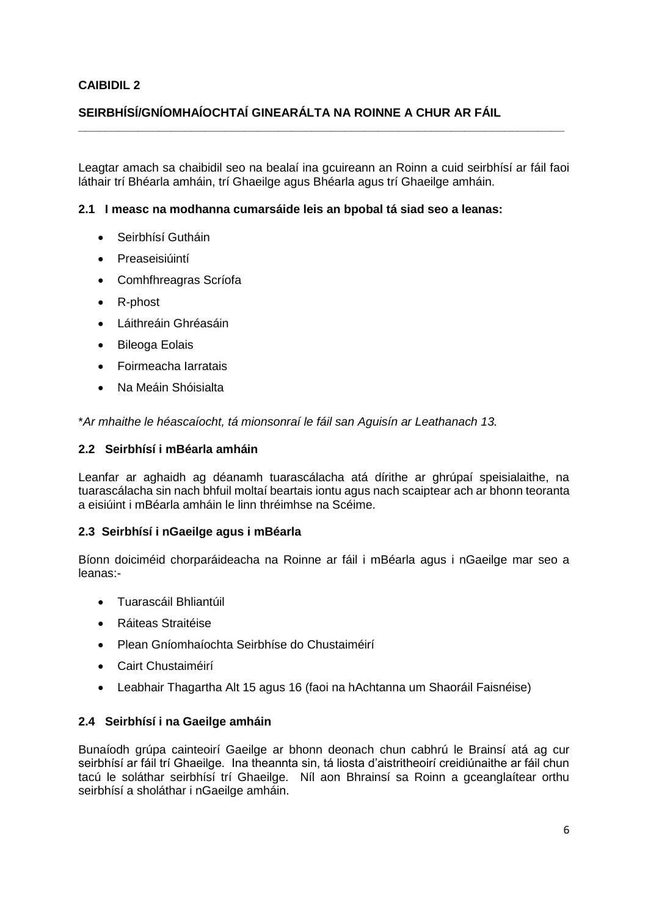**CAIBIDIL 2**

## SEIRBHÍSÍ/GNÍOMHAÍOCHTAÍ GINEARÁLTA NA ROINNE A CHUR AR FÁIL

Leagtar amach sa chaibidil seo na bealaí ina gcuireann an Roinn a cuid seirbhísí ar fáil faoi láthair trí Bhéarla amháin, trí Ghaeilge agus Bhéarla agus trí Ghaeilge amháin.

### 2.1 I measc na modhanna cumarsáide leis an bpobal tá siad seo a leanas:

- Seirbhísí Gutháin
- Preaseisiúintí
- Comhfhreagras Scríofa
- R-phost
- Láithreáin Ghréasáin
- Bileoga Eolais
- Foirmeacha Iarratais
- Na Meáin Shóisialta

*\*Ar mhaithe le héascaíocht, tá mionsonraí le fáil san Aguisín ar Leathanach 13.*

### 2.2 Seirbhísí i mBéarla amháin

Leanfar ar aghaidh ag déanamh tuarascálacha atá dírithe ar ghrúpaí speisialaithe, na tuarascálacha sin nach bhfuil moltaí beartais iontu agus nach scaiptear ach ar bhonn teoranta a eisiúint i mBéarla amháin le linn thréimhse na Scéime.

### 2.3 Seirbhísí i nGaeilge agus i mBéarla

Bíonn doiciméid chorparáideacha na Roinne ar fáil i mBéarla agus i nGaeilge mar seo a leanas:-

- Tuarascáil Bhliantúil
- Ráiteas Straitéise
- Plean Gníomhaíochta Seirbhíse do Chustaiméirí
- Cairt Chustaiméirí
- Leabhair Thagartha Alt 15 agus 16 (faoi na hAchtanna um Shaoráil Faisnéise)

### 2.4 Seirbhísí i na Gaeilge amháin

Bunaíodh grúpa cainteoirí Gaeilge ar bhonn deonach chun cabhrú le Brainsí atá ag cur seirbhísí ar fáil trí Ghaeilge. Ina theannta sin, tá liosta d'aistritheoirí creidiúnaithe ar fáil chun tacú le soláthar seirbhísí trí Ghaeilge. Níl aon Bhrainsí sa Roinn a gceanglaítear orthu seirbhísí a sholáthar i nGaeilge amháin.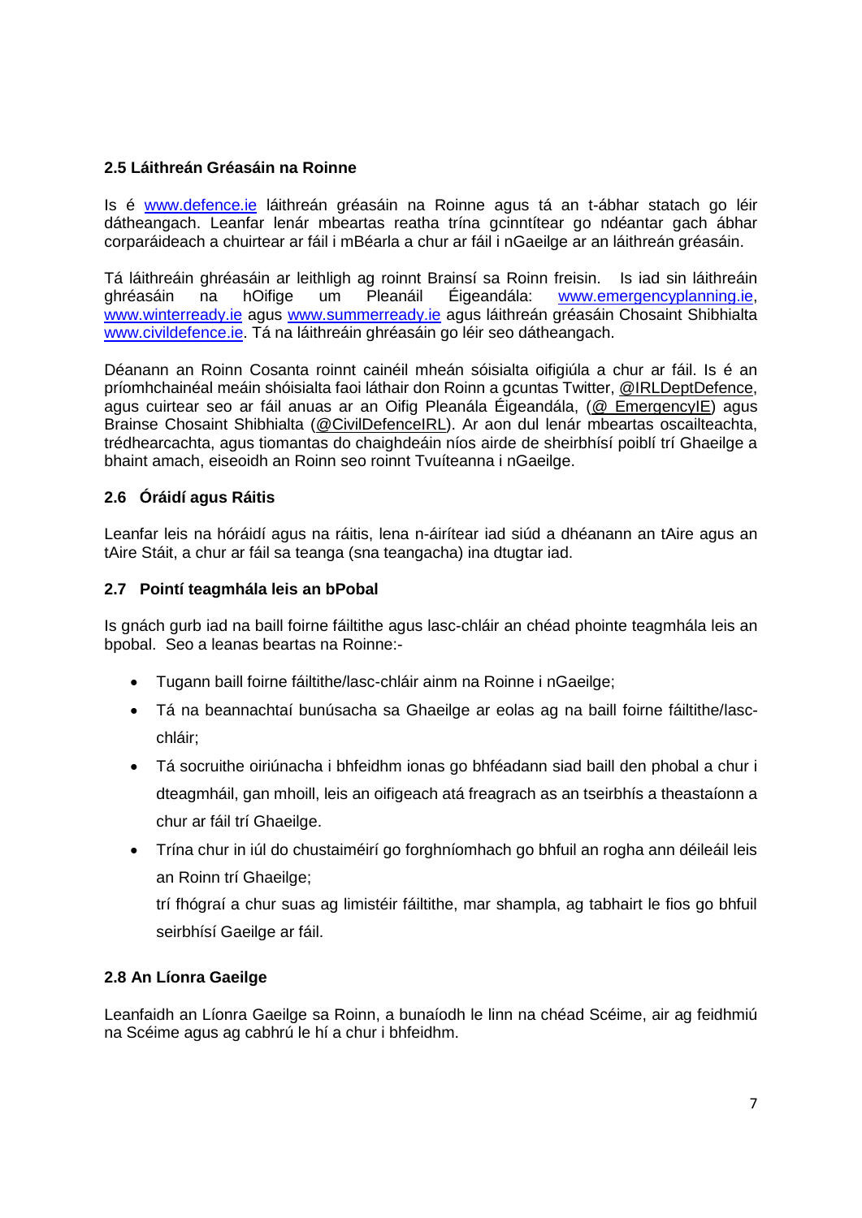### 2.5 Láithreán Gréasáin na Roinne

Is é www.defence.ie láithreán gréasáin na Roinne agus tá an t-ábhar statach go léir dátheangach. Leanfar lenár mbeartas reatha trína gcinntítear go ndéantar gach ábhar corparáideach a chuirtear ar fáil i mBéarla a chur ar fáil i nGaeilge ar an láithreán gréasáin.

Tá láithreáin ghréasáin ar leithligh ag roinnt Brainsí sa Roinn freisin. Is iad sin láithreáin ghréasáin na hOifige um Pleanáil Éigeandála: www.emergencyplanning.ie, www.winterready.ie agus www.summerready.ie agus láithreán gréasáin Chosaint Shibhialta www.civildefence.ie. Tá na láithreáin ghréasáin go léir seo dátheangach.

Déanann an Roinn Cosanta roinnt cainéil mheán sóisialta oifigiúla a chur ar fáil. Is é an príomhchainéal meáin shóisialta faoi láthair don Roinn a gcuntas Twitter, @IRLDeptDefence, agus cuirtear seo ar fáil anuas ar an Oifig Pleanála Éigeandála, (@ EmergencyIE) agus Brainse Chosaint Shibhialta (@CivilDefenceIRL). Ar aon dul lenár mbeartas oscailteachta, trédhearcachta, agus tiomantas do chaighdeáin níos airde de sheirbhísí poiblí trí Ghaeilge a bhaint amach, eiseoidh an Roinn seo roinnt Tvuíteanna i nGaeilge.

### 2.6 Óráidí agus Ráitis

Leanfar leis na hóráidí agus na ráitis, lena n-áirítear iad siúd a dhéanann an tAire agus an tAire Stáit, a chur ar fáil sa teanga (sna teangacha) ina dtugtar iad.

### 2.7 Pointí teagmhála leis an bPobal

Is gnách gurb iad na baill foirne fáiltithe agus lasc-chláir an chéad phointe teagmhála leis an bpobal. Seo a leanas beartas na Roinne:-

- Tugann baill foirne fáiltithe/lasc-chláir ainm na Roinne i nGaeilge;
- Tá na beannachtaí bunúsacha sa Ghaeilge ar eolas ag na baill foirne fáiltithe/lasc-chláir;
- Tá socruithe oiriúnacha i bhfeidhm ionas go bhféadann siad baill den phobal a chur i dteagmháil, gan mhoill, leis an oifigeach atá freagrach as an tseirbhís a theastaíonn a chur ar fáil trí Ghaeilge.
- Trína chur in iúl do chustaiméirí go forghníomhach go bhfuil an rogha ann déileáil leis an Roinn trí Ghaeilge;

  trí fhógraí a chur suas ag limistéir fáiltithe, mar shampla, ag tabhairt le fios go bhfuil seirbhísí Gaeilge ar fáil.

### 2.8 An Líonra Gaeilge

Leanfaidh an Líonra Gaeilge sa Roinn, a bunaíodh le linn na chéad Scéime, air ag feidhmiú na Scéime agus ag cabhrú le hí a chur i bhfeidhm.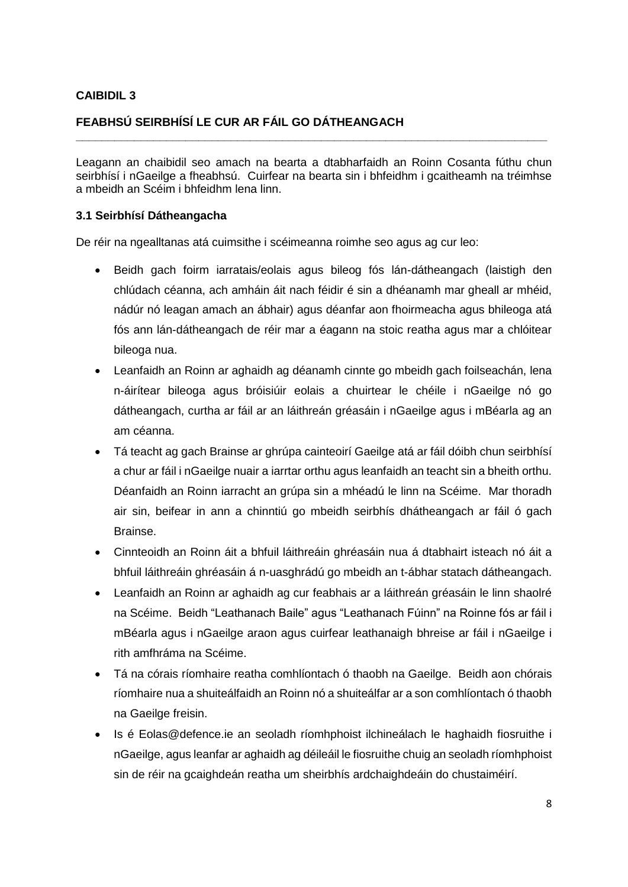**CAIBIDIL 3**

**FEABHSÚ SEIRBHÍSÍ LE CUR AR FÁIL GO DÁTHEANGACH**

---

Leagann an chaibidil seo amach na bearta a dtabharfaidh an Roinn Cosanta fúthu chun seirbhísí i nGaeilge a fheabhsú. Cuirfear na bearta sin i bhfeidhm i gcaitheamh na tréimhse a mbeidh an Scéim i bhfeidhm lena linn.

**3.1 Seirbhísí Dátheangacha**

De réir na ngealltanas atá cuimsithe i scéimeanna roimhe seo agus ag cur leo:

- Beidh gach foirm iarratais/eolais agus bileog fós lán-dátheangach (laistigh den chlúdach céanna, ach amháin áit nach féidir é sin a dhéanamh mar gheall ar mhéid, nádúr nó leagan amach an ábhair) agus déanfar aon fhoirmeacha agus bhileoga atá fós ann lán-dátheangach de réir mar a éagann na stoic reatha agus mar a chlóitear bileoga nua.
- Leanfaidh an Roinn ar aghaidh ag déanamh cinnte go mbeidh gach foilseachán, lena n-áirítear bileoga agus bróisiúir eolais a chuirtear le chéile i nGaeilge nó go dátheangach, curtha ar fáil ar an láithreán gréasáin i nGaeilge agus i mBéarla ag an am céanna.
- Tá teacht ag gach Brainse ar ghrúpa cainteoirí Gaeilge atá ar fáil dóibh chun seirbhísí a chur ar fáil i nGaeilge nuair a iarrtar orthu agus leanfaidh an teacht sin a bheith orthu. Déanfaidh an Roinn iarracht an grúpa sin a mhéadú le linn na Scéime. Mar thoradh air sin, beifear in ann a chinntiú go mbeidh seirbhís dhátheangach ar fáil ó gach Brainse.
- Cinnteoidh an Roinn áit a bhfuil láithreáin ghréasáin nua á dtabhairt isteach nó áit a bhfuil láithreáin ghréasáin á n-uasghrádú go mbeidh an t-ábhar statach dátheangach.
- Leanfaidh an Roinn ar aghaidh ag cur feabhais ar a láithreán gréasáin le linn shaolré na Scéime. Beidh "Leathanach Baile" agus "Leathanach Fúinn" na Roinne fós ar fáil i mBéarla agus i nGaeilge araon agus cuirfear leathanaigh bhreise ar fáil i nGaeilge i rith amfhráma na Scéime.
- Tá na córais ríomhaire reatha comhlíontach ó thaobh na Gaeilge. Beidh aon chórais ríomhaire nua a shuiteálfaidh an Roinn nó a shuiteálfar ar a son comhlíontach ó thaobh na Gaeilge freisin.
- Is é Eolas@defence.ie an seoladh ríomhphoist ilchineálach le haghaidh fiosruithe i nGaeilge, agus leanfar ar aghaidh ag déileáil le fiosruithe chuig an seoladh ríomhphoist sin de réir na gcaighdeán reatha um sheirbhís ardchaighdeáin do chustaiméirí.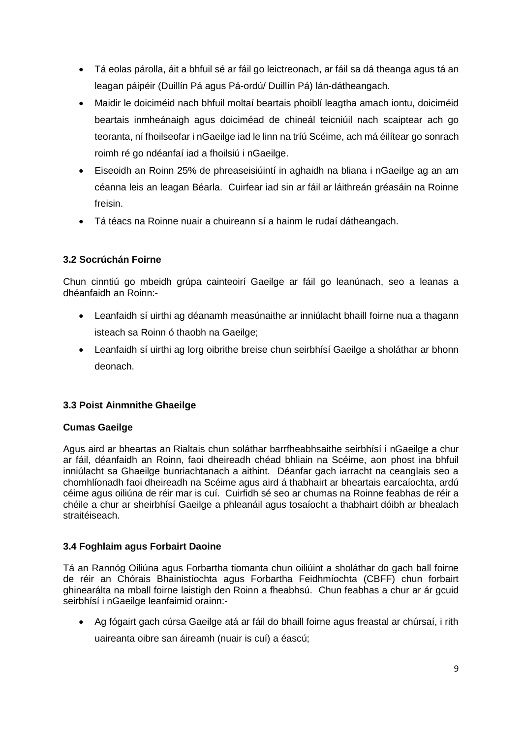- Tá eolas párolla, áit a bhfuil sé ar fáil go leictreonach, ar fáil sa dá theanga agus tá an leagan páipéir (Duillín Pá agus Pá-ordú/ Duillín Pá) lán-dátheangach.
- Maidir le doiciméid nach bhfuil moltaí beartais phoiblí leagtha amach iontu, doiciméid beartais inmheánaigh agus doiciméad de chineál teicniúil nach scaiptear ach go teoranta, ní fhoilseofar i nGaeilge iad le linn na tríú Scéime, ach má éilítear go sonrach roimh ré go ndéanfaí iad a fhoilsiú i nGaeilge.
- Eiseoidh an Roinn 25% de phreaseisiúintí in aghaidh na bliana i nGaeilge ag an am céanna leis an leagan Béarla. Cuirfear iad sin ar fáil ar láithreán gréasáin na Roinne freisin.
- Tá téacs na Roinne nuair a chuireann sí a hainm le rudaí dátheangach.

### 3.2 Socrúchán Foirne

Chun cinntiú go mbeidh grúpa cainteoirí Gaeilge ar fáil go leanúnach, seo a leanas a dhéanfaidh an Roinn:-

- Leanfaidh sí uirthi ag déanamh measúnaithe ar inniúlacht bhaill foirne nua a thagann isteach sa Roinn ó thaobh na Gaeilge;
- Leanfaidh sí uirthi ag lorg oibrithe breise chun seirbhísí Gaeilge a sholáthar ar bhonn deonach.

### 3.3 Poist Ainmnithe Ghaeilge

**Cumas Gaeilge**

Agus aird ar bheartas an Rialtais chun soláthar barrfheabhsaithe seirbhísí i nGaeilge a chur ar fáil, déanfaidh an Roinn, faoi dheireadh chéad bhliain na Scéime, aon phost ina bhfuil inniúlacht sa Ghaeilge bunriachtanach a aithint. Déanfar gach iarracht na ceanglais seo a chomhlíonadh faoi dheireadh na Scéime agus aird á thabhairt ar bheartais earcaíochta, ardú céime agus oiliúna de réir mar is cuí. Cuirfidh sé seo ar chumas na Roinne feabhas de réir a chéile a chur ar sheirbhísí Gaeilge a phleanáil agus tosaíocht a thabhairt dóibh ar bhealach straitéiseach.

### 3.4 Foghlaim agus Forbairt Daoine

Tá an Rannóg Oiliúna agus Forbartha tiomanta chun oiliúint a sholáthar do gach ball foirne de réir an Chórais Bhainistíochta agus Forbartha Feidhmíochta (CBFF) chun forbairt ghinearálta na mball foirne laistigh den Roinn a fheabhsú. Chun feabhas a chur ar ár gcuid seirbhísí i nGaeilge leanfaimid orainn:-

- Ag fógairt gach cúrsa Gaeilge atá ar fáil do bhaill foirne agus freastal ar chúrsaí, i rith uaireanta oibre san áireamh (nuair is cuí) a éascú;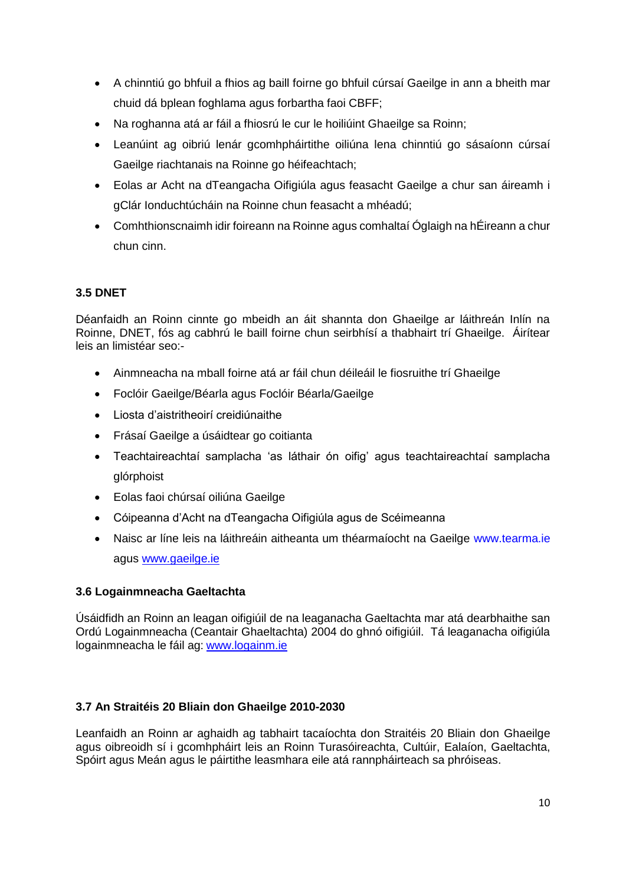- A chinntiú go bhfuil a fhios ag baill foirne go bhfuil cúrsaí Gaeilge in ann a bheith mar chuid dá bplean foghlama agus forbartha faoi CBFF;
- Na roghanna atá ar fáil a fhiosrú le cur le hoiliúint Ghaeilge sa Roinn;
- Leanúint ag oibriú lenár gcomhpháirtithe oiliúna lena chinntiú go sásaíonn cúrsaí Gaeilge riachtanais na Roinne go héifeachtach;
- Eolas ar Acht na dTeangacha Oifigiúla agus feasacht Gaeilge a chur san áireamh i gClár Ionduchtúcháin na Roinne chun feasacht a mhéadú;
- Comhthionscnaimh idir foireann na Roinne agus comhaltaí Óglaigh na hÉireann a chur chun cinn.

### 3.5 DNET

Déanfaidh an Roinn cinnte go mbeidh an áit shannta don Ghaeilge ar láithreán Inlín na Roinne, DNET, fós ag cabhrú le baill foirne chun seirbhísí a thabhairt trí Ghaeilge. Áirítear leis an limistéar seo:-

- Ainmneacha na mball foirne atá ar fáil chun déileáil le fiosruithe trí Ghaeilge
- Foclóir Gaeilge/Béarla agus Foclóir Béarla/Gaeilge
- Liosta d'aistritheoirí creidiúnaithe
- Frásaí Gaeilge a úsáidtear go coitianta
- Teachtaireachtaí samplacha 'as láthair ón oifig' agus teachtaireachtaí samplacha glórphoist
- Eolas faoi chúrsaí oiliúna Gaeilge
- Cóipeanna d'Acht na dTeangacha Oifigiúla agus de Scéimeanna
- Naisc ar líne leis na láithreáin aitheanta um théarmaíocht na Gaeilge www.tearma.ie agus www.gaeilge.ie

### 3.6 Logainmneacha Gaeltachta

Úsáidfidh an Roinn an leagan oifigiúil de na leaganacha Gaeltachta mar atá dearbhaithe san Ordú Logainmneacha (Ceantair Ghaeltachta) 2004 do ghnó oifigiúil. Tá leaganacha oifigiúla logainmneacha le fáil ag: www.logainm.ie

### 3.7 An Straitéis 20 Bliain don Ghaeilge 2010-2030

Leanfaidh an Roinn ar aghaidh ag tabhairt tacaíochta don Straitéis 20 Bliain don Ghaeilge agus oibreoidh sí i gcomhpháirt leis an Roinn Turasóireachta, Cultúir, Ealaíon, Gaeltachta, Spóirt agus Meán agus le páirtithe leasmhara eile atá rannpháirteach sa phróiseas.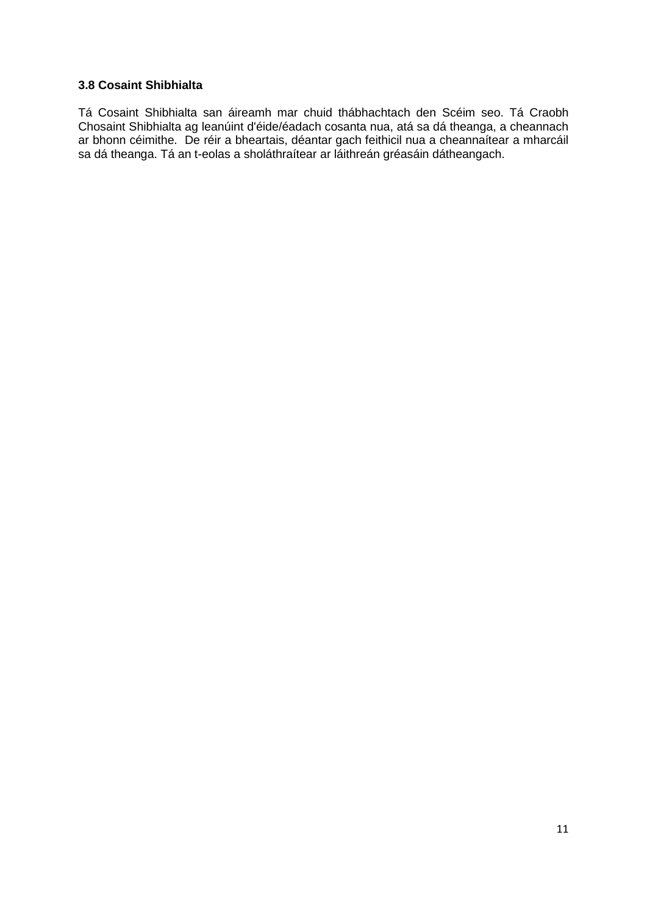### 3.8 Cosaint Shibhialta

Tá Cosaint Shibhialta san áireamh mar chuid thábhachtach den Scéim seo. Tá Craobh Chosaint Shibhialta ag leanúint d'éide/éadach cosanta nua, atá sa dá theanga, a cheannach ar bhonn céimithe. De réir a bheartais, déantar gach feithicil nua a cheannaítear a mharcáil sa dá theanga. Tá an t-eolas a sholáthraítear ar láithreán gréasáin dátheangach.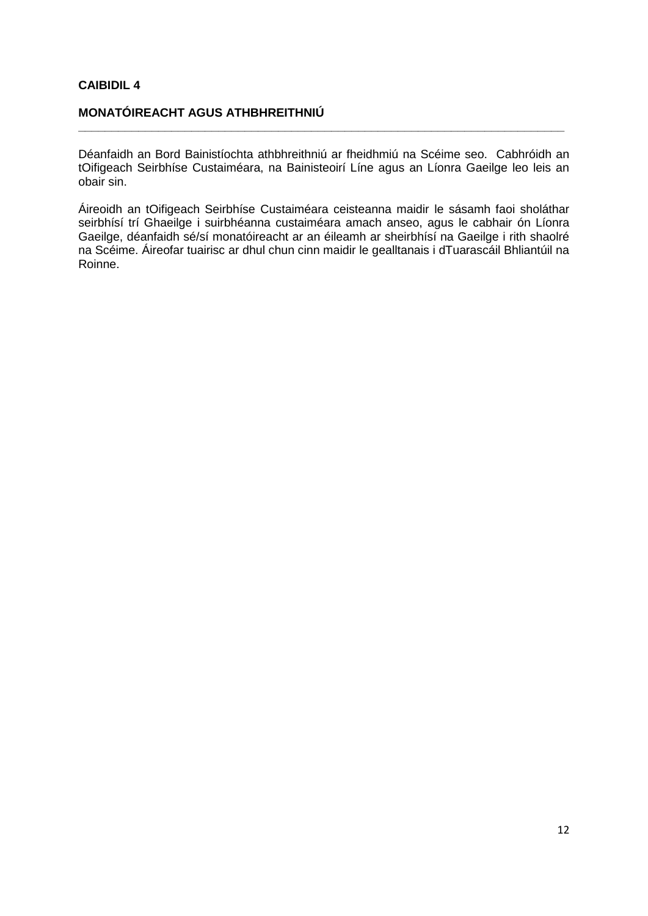**CAIBIDIL 4**

**MONATÓIREACHT AGUS ATHBHREITHNIÚ**

---

Déanfaidh an Bord Bainistíochta athbhreithniú ar fheidhmiú na Scéime seo. Cabhróidh an tOifigeach Seirbhíse Custaiméara, na Bainisteoirí Líne agus an Líonra Gaeilge leo leis an obair sin.

Áireoidh an tOifigeach Seirbhíse Custaiméara ceisteanna maidir le sásamh faoi sholáthar seirbhísí trí Ghaeilge i suirbhéanna custaiméara amach anseo, agus le cabhair ón Líonra Gaeilge, déanfaidh sé/sí monatóireacht ar an éileamh ar sheirbhísí na Gaeilge i rith shaolré na Scéime. Áireofar tuairisc ar dhul chun cinn maidir le gealltanais i dTuarascáil Bhliantúil na Roinne.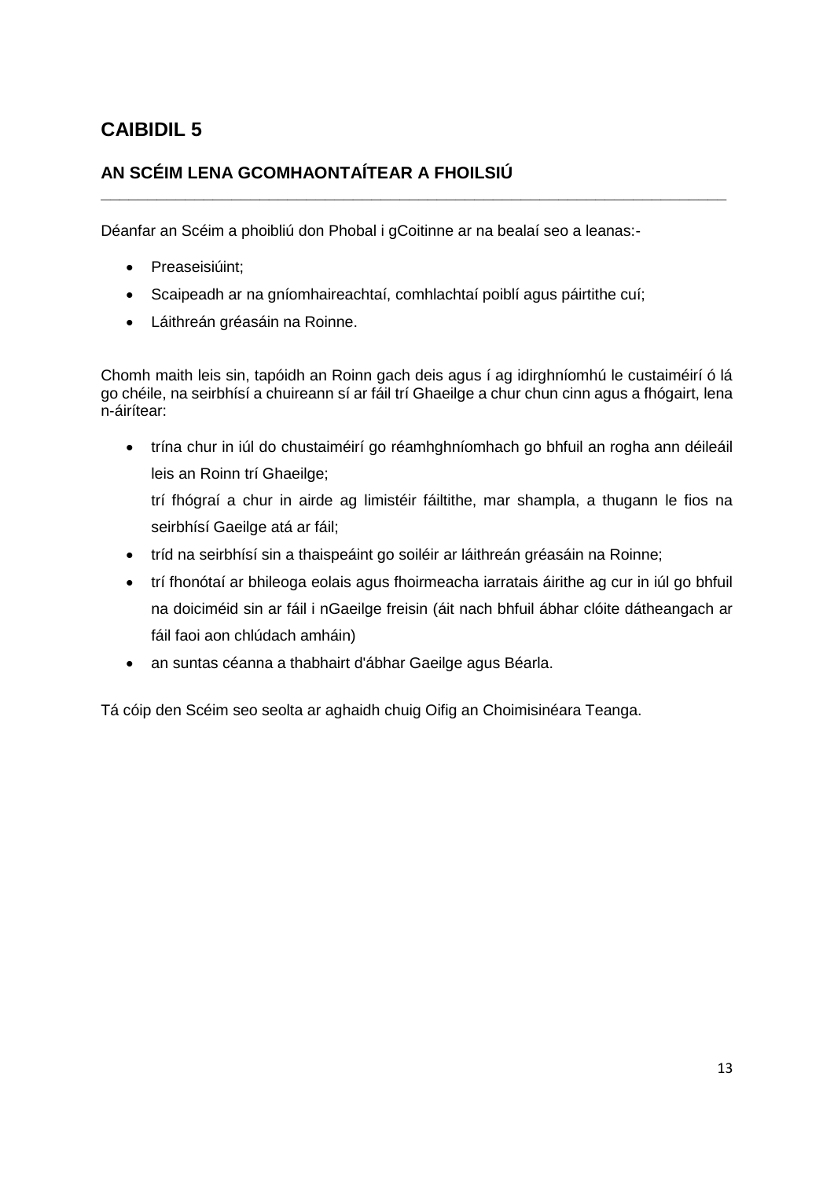# CAIBIDIL 5

## AN SCÉIM LENA GCOMHAONTAÍTEAR A FHOILSIÚ

---

Déanfar an Scéim a phoibliú don Phobal i gCoitinne ar na bealaí seo a leanas:-

- Preaseisiúint;
- Scaipeadh ar na gníomhaireachtaí, comhlachtaí poiblí agus páirtithe cuí;
- Láithreán gréasáin na Roinne.

Chomh maith leis sin, tapóidh an Roinn gach deis agus í ag idirghníomhú le custaiméirí ó lá go chéile, na seirbhísí a chuireann sí ar fáil trí Ghaeilge a chur chun cinn agus a fhógairt, lena n-áirítear:

- trína chur in iúl do chustaiméirí go réamhghníomhach go bhfuil an rogha ann déileáil leis an Roinn trí Ghaeilge;

  trí fhógraí a chur in airde ag limistéir fáiltithe, mar shampla, a thugann le fios na seirbhísí Gaeilge atá ar fáil;
- tríd na seirbhísí sin a thaispeáint go soiléir ar láithreán gréasáin na Roinne;
- trí fhonótaí ar bhileoga eolais agus fhoirmeacha iarratais áirithe ag cur in iúl go bhfuil na doiciméid sin ar fáil i nGaeilge freisin (áit nach bhfuil ábhar clóite dátheangach ar fáil faoi aon chlúdach amháin)
- an suntas céanna a thabhairt d'ábhar Gaeilge agus Béarla.

Tá cóip den Scéim seo seolta ar aghaidh chuig Oifig an Choimisinéara Teanga.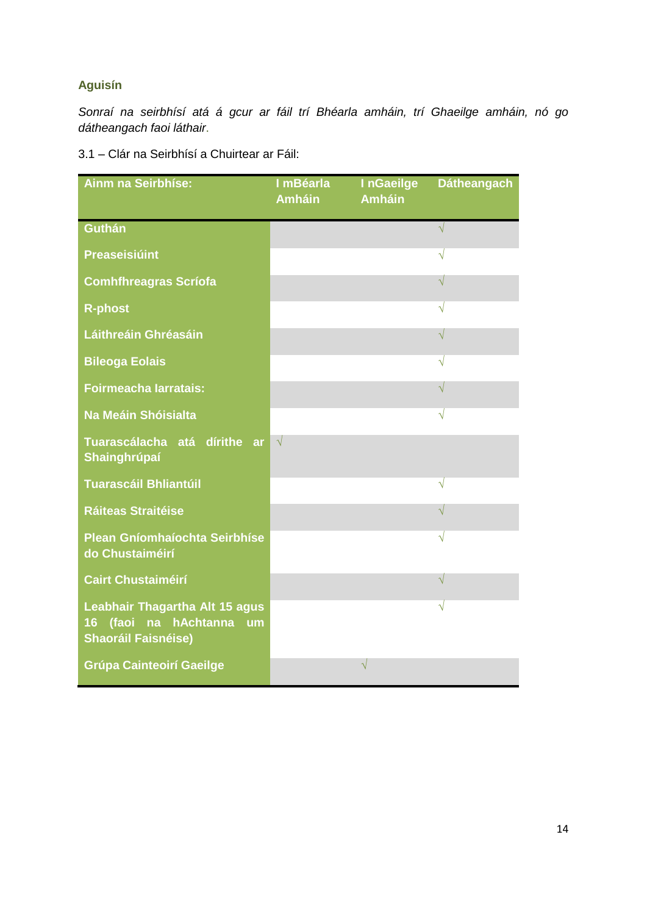## Aguisín

*Sonraí na seirbhísí atá á gcur ar fáil trí Bhéarla amháin, trí Ghaeilge amháin, nó go dátheangach faoi láthair*.

3.1 – Clár na Seirbhísí a Chuirtear ar Fáil:

| Ainm na Seirbhíse: | I mBéarla Amháin | I nGaeilge Amháin | Dátheangach |
|---|---|---|---|
| Guthán | | | √ |
| Preaseisiúint | | | √ |
| Comhfhreagras Scríofa | | | √ |
| R-phost | | | √ |
| Láithreáin Ghréasáin | | | √ |
| Bileoga Eolais | | | √ |
| Foirmeacha Iarratais: | | | √ |
| Na Meáin Shóisialta | | | √ |
| Tuarascálacha atá dírithe ar Shainghrúpaí | √ | | |
| Tuarascáil Bhliantúil | | | √ |
| Ráiteas Straitéise | | | √ |
| Plean Gníomhaíochta Seirbhíse do Chustaiméirí | | | √ |
| Cairt Chustaiméirí | | | √ |
| Leabhair Thagartha Alt 15 agus 16 (faoi na hAchtanna um Shaoráil Faisnéise) | | | √ |
| Grúpa Cainteoirí Gaeilge | | √ | |